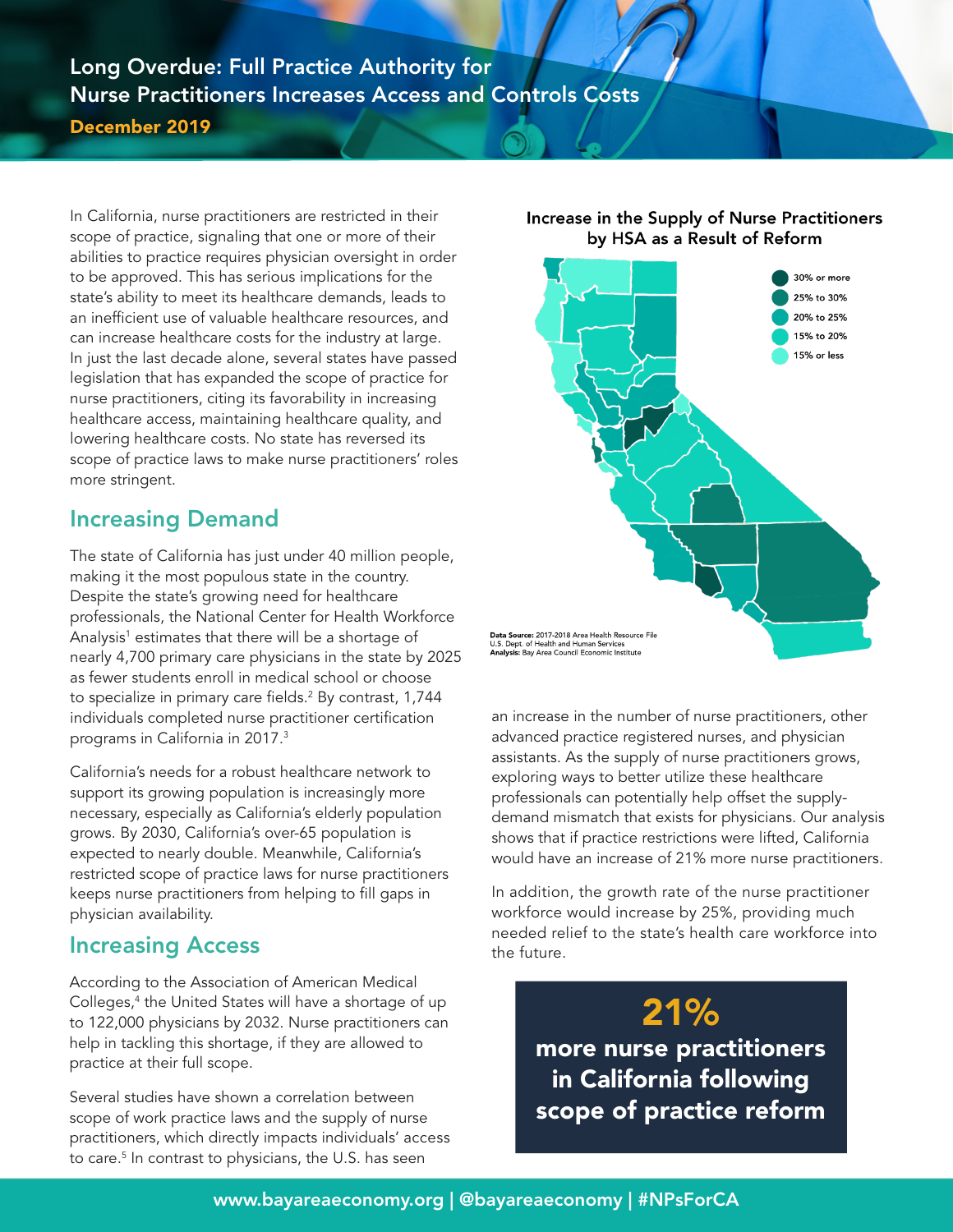# Long Overdue: Full Practice Authority for Nurse Practitioners Increases Access and Controls Costs

**December 2019**

In California, nurse practitioners are restricted in their scope of practice, signaling that one or more of their abilities to practice requires physician oversight in order to be approved. This has serious implications for the state's ability to meet its healthcare demands, leads to an inefficient use of valuable healthcare resources, and can increase healthcare costs for the industry at large. In just the last decade alone, several states have passed legislation that has expanded the scope of practice for nurse practitioners, citing its favorability in increasing healthcare access, maintaining healthcare quality, and lowering healthcare costs. No state has reversed its scope of practice laws to make nurse practitioners' roles more stringent.

## Increasing Demand

The state of California has just under 40 million people, making it the most populous state in the country. Despite the state's growing need for healthcare professionals, the National Center for Health Workforce Analysis[1] estimates that there will be a shortage of nearly 4,700 primary care physicians in the state by 2025 as fewer students enroll in medical school or choose to specialize in primary care fields.[2] By contrast, 1,744 individuals completed nurse practitioner certification programs in California in 2017.[3]

California's needs for a robust healthcare network to support its growing population is increasingly more necessary, especially as California's elderly population grows. By 2030, California's over-65 population is expected to nearly double. Meanwhile, California's restricted scope of practice laws for nurse practitioners keeps nurse practitioners from helping to fill gaps in physician availability.

## Increasing Access

According to the Association of American Medical Colleges,[4] the United States will have a shortage of up to 122,000 physicians by 2032. Nurse practitioners can help in tackling this shortage, if they are allowed to practice at their full scope.

Several studies have shown a correlation between scope of work practice laws and the supply of nurse practitioners, which directly impacts individuals' access to care.[5] In contrast to physicians, the U.S. has seen an increase in the number of nurse practitioners, other advanced practice registered nurses, and physician assistants. As the supply of nurse practitioners grows, exploring ways to better utilize these healthcare professionals can potentially help offset the supply-demand mismatch that exists for physicians. Our analysis shows that if practice restrictions were lifted, California would have an increase of 21% more nurse practitioners.

**Increase in the Supply of Nurse Practitioners by HSA as a Result of Reform**

Legend: 30% or more; 25% to 30%; 20% to 25%; 15% to 20%; 15% or less

**Data Source:** 2017-2018 Area Health Resource File U.S. Dept. of Health and Human Services
**Analysis:** Bay Area Council Economic Institute

In addition, the growth rate of the nurse practitioner workforce would increase by 25%, providing much needed relief to the state's health care workforce into the future.

> **21%**
> **more nurse practitioners in California following scope of practice reform**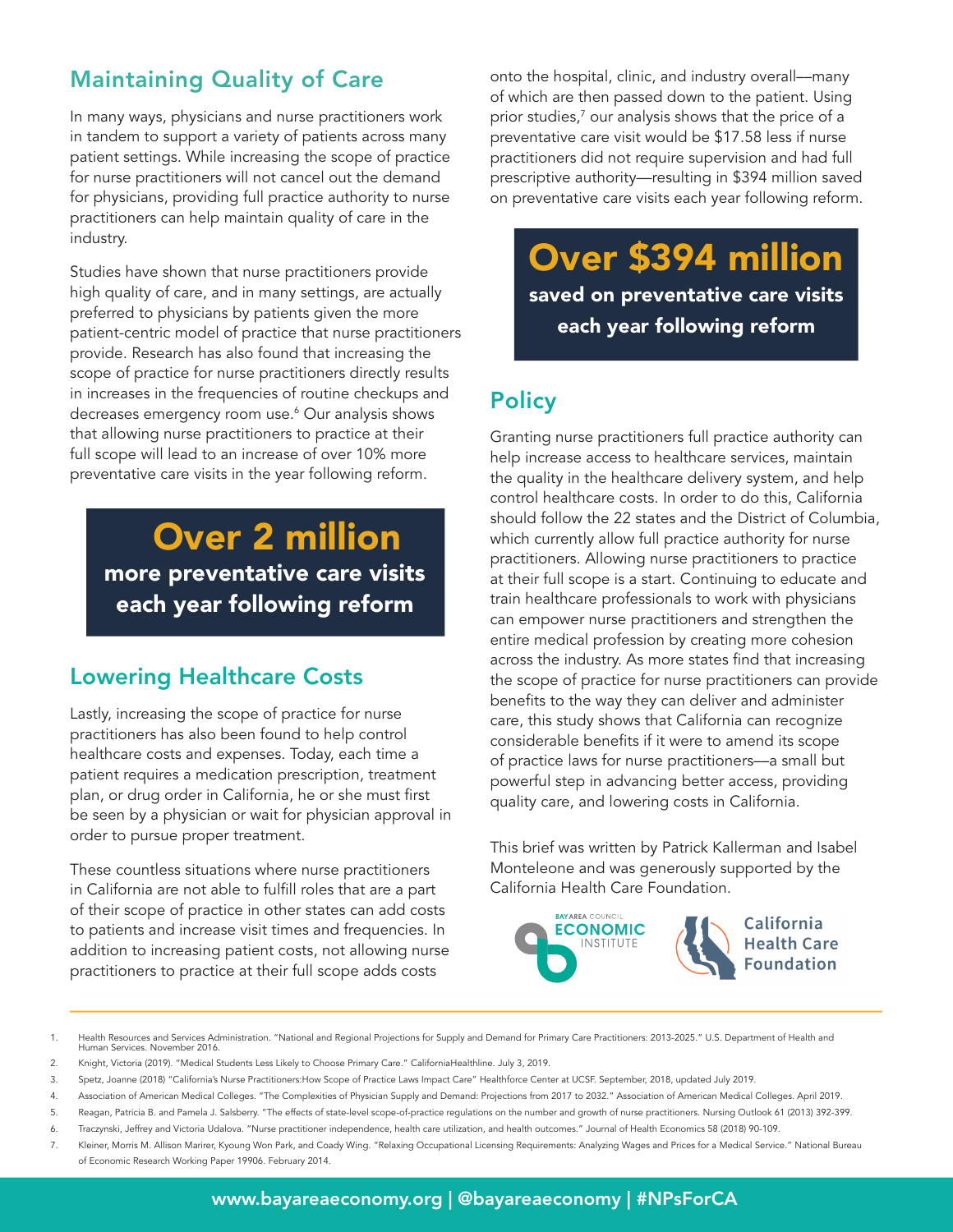## Maintaining Quality of Care

In many ways, physicians and nurse practitioners work in tandem to support a variety of patients across many patient settings. While increasing the scope of practice for nurse practitioners will not cancel out the demand for physicians, providing full practice authority to nurse practitioners can help maintain quality of care in the industry.

Studies have shown that nurse practitioners provide high quality of care, and in many settings, are actually preferred to physicians by patients given the more patient-centric model of practice that nurse practitioners provide. Research has also found that increasing the scope of practice for nurse practitioners directly results in increases in the frequencies of routine checkups and decreases emergency room use.[6] Our analysis shows that allowing nurse practitioners to practice at their full scope will lead to an increase of over 10% more preventative care visits in the year following reform.

**Over 2 million**
**more preventative care visits each year following reform**

## Lowering Healthcare Costs

Lastly, increasing the scope of practice for nurse practitioners has also been found to help control healthcare costs and expenses. Today, each time a patient requires a medication prescription, treatment plan, or drug order in California, he or she must first be seen by a physician or wait for physician approval in order to pursue proper treatment.

These countless situations where nurse practitioners in California are not able to fulfill roles that are a part of their scope of practice in other states can add costs to patients and increase visit times and frequencies. In addition to increasing patient costs, not allowing nurse practitioners to practice at their full scope adds costs onto the hospital, clinic, and industry overall—many of which are then passed down to the patient. Using prior studies,[7] our analysis shows that the price of a preventative care visit would be $17.58 less if nurse practitioners did not require supervision and had full prescriptive authority—resulting in $394 million saved on preventative care visits each year following reform.

**Over $394 million**
**saved on preventative care visits each year following reform**

## Policy

Granting nurse practitioners full practice authority can help increase access to healthcare services, maintain the quality in the healthcare delivery system, and help control healthcare costs. In order to do this, California should follow the 22 states and the District of Columbia, which currently allow full practice authority for nurse practitioners. Allowing nurse practitioners to practice at their full scope is a start. Continuing to educate and train healthcare professionals to work with physicians can empower nurse practitioners and strengthen the entire medical profession by creating more cohesion across the industry. As more states find that increasing the scope of practice for nurse practitioners can provide benefits to the way they can deliver and administer care, this study shows that California can recognize considerable benefits if it were to amend its scope of practice laws for nurse practitioners—a small but powerful step in advancing better access, providing quality care, and lowering costs in California.

This brief was written by Patrick Kallerman and Isabel Monteleone and was generously supported by the California Health Care Foundation.

BAY AREA COUNCIL ECONOMIC INSTITUTE

California Health Care Foundation

1. Health Resources and Services Administration. "National and Regional Projections for Supply and Demand for Primary Care Practitioners: 2013-2025." U.S. Department of Health and Human Services. November 2016.
2. Knight, Victoria (2019). "Medical Students Less Likely to Choose Primary Care." CaliforniaHealthline. July 3, 2019.
3. Spetz, Joanne (2018) "California's Nurse Practitioners:How Scope of Practice Laws Impact Care" Healthforce Center at UCSF. September, 2018, updated July 2019.
4. Association of American Medical Colleges. "The Complexities of Physician Supply and Demand: Projections from 2017 to 2032." Association of American Medical Colleges. April 2019.
5. Reagan, Patricia B. and Pamela J. Salsberry. "The effects of state-level scope-of-practice regulations on the number and growth of nurse practitioners. Nursing Outlook 61 (2013) 392-399.
6. Traczynski, Jeffrey and Victoria Udalova. "Nurse practitioner independence, health care utilization, and health outcomes." Journal of Health Economics 58 (2018) 90-109.
7. Kleiner, Morris M. Allison Marirer, Kyoung Won Park, and Coady Wing. "Relaxing Occupational Licensing Requirements: Analyzing Wages and Prices for a Medical Service." National Bureau of Economic Research Working Paper 19906. February 2014.

www.bayareaeconomy.org | @bayareaeconomy | #NPsForCA